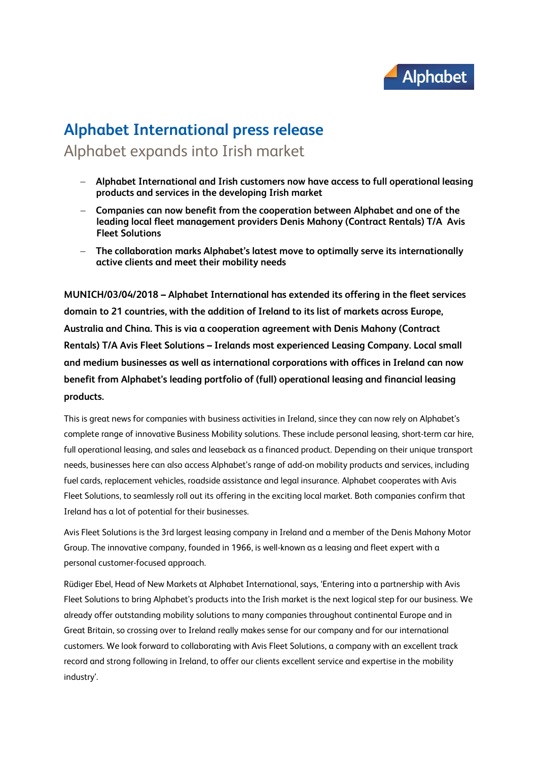# Alphabet International press release

## Alphabet expands into Irish market

- **Alphabet International and Irish customers now have access to full operational leasing products and services in the developing Irish market**
- **Companies can now benefit from the cooperation between Alphabet and one of the leading local fleet management providers Denis Mahony (Contract Rentals) T/A Avis Fleet Solutions**
- **The collaboration marks Alphabet's latest move to optimally serve its internationally active clients and meet their mobility needs**

**MUNICH/03/04/2018 – Alphabet International has extended its offering in the fleet services domain to 21 countries, with the addition of Ireland to its list of markets across Europe, Australia and China. This is via a cooperation agreement with Denis Mahony (Contract Rentals) T/A Avis Fleet Solutions – Irelands most experienced Leasing Company. Local small and medium businesses as well as international corporations with offices in Ireland can now benefit from Alphabet's leading portfolio of (full) operational leasing and financial leasing products.**

This is great news for companies with business activities in Ireland, since they can now rely on Alphabet's complete range of innovative Business Mobility solutions. These include personal leasing, short-term car hire, full operational leasing, and sales and leaseback as a financed product. Depending on their unique transport needs, businesses here can also access Alphabet's range of add-on mobility products and services, including fuel cards, replacement vehicles, roadside assistance and legal insurance. Alphabet cooperates with Avis Fleet Solutions, to seamlessly roll out its offering in the exciting local market. Both companies confirm that Ireland has a lot of potential for their businesses.

Avis Fleet Solutions is the 3rd largest leasing company in Ireland and a member of the Denis Mahony Motor Group. The innovative company, founded in 1966, is well-known as a leasing and fleet expert with a personal customer-focused approach.

Rüdiger Ebel, Head of New Markets at Alphabet International, says, 'Entering into a partnership with Avis Fleet Solutions to bring Alphabet's products into the Irish market is the next logical step for our business. We already offer outstanding mobility solutions to many companies throughout continental Europe and in Great Britain, so crossing over to Ireland really makes sense for our company and for our international customers. We look forward to collaborating with Avis Fleet Solutions, a company with an excellent track record and strong following in Ireland, to offer our clients excellent service and expertise in the mobility industry'.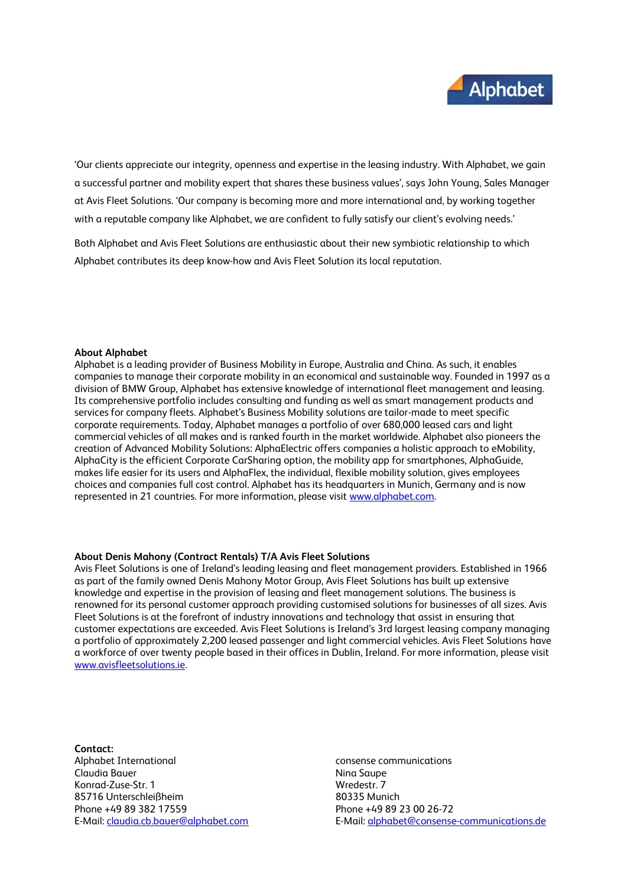'Our clients appreciate our integrity, openness and expertise in the leasing industry. With Alphabet, we gain a successful partner and mobility expert that shares these business values', says John Young, Sales Manager at Avis Fleet Solutions. 'Our company is becoming more and more international and, by working together with a reputable company like Alphabet, we are confident to fully satisfy our client's evolving needs.'

Both Alphabet and Avis Fleet Solutions are enthusiastic about their new symbiotic relationship to which Alphabet contributes its deep know-how and Avis Fleet Solution its local reputation.

**About Alphabet**
Alphabet is a leading provider of Business Mobility in Europe, Australia and China. As such, it enables companies to manage their corporate mobility in an economical and sustainable way. Founded in 1997 as a division of BMW Group, Alphabet has extensive knowledge of international fleet management and leasing. Its comprehensive portfolio includes consulting and funding as well as smart management products and services for company fleets. Alphabet's Business Mobility solutions are tailor-made to meet specific corporate requirements. Today, Alphabet manages a portfolio of over 680,000 leased cars and light commercial vehicles of all makes and is ranked fourth in the market worldwide. Alphabet also pioneers the creation of Advanced Mobility Solutions: AlphaElectric offers companies a holistic approach to eMobility, AlphaCity is the efficient Corporate CarSharing option, the mobility app for smartphones, AlphaGuide, makes life easier for its users and AlphaFlex, the individual, flexible mobility solution, gives employees choices and companies full cost control. Alphabet has its headquarters in Munich, Germany and is now represented in 21 countries. For more information, please visit www.alphabet.com.

**About Denis Mahony (Contract Rentals) T/A Avis Fleet Solutions**
Avis Fleet Solutions is one of Ireland's leading leasing and fleet management providers. Established in 1966 as part of the family owned Denis Mahony Motor Group, Avis Fleet Solutions has built up extensive knowledge and expertise in the provision of leasing and fleet management solutions. The business is renowned for its personal customer approach providing customised solutions for businesses of all sizes. Avis Fleet Solutions is at the forefront of industry innovations and technology that assist in ensuring that customer expectations are exceeded. Avis Fleet Solutions is Ireland's 3rd largest leasing company managing a portfolio of approximately 2,200 leased passenger and light commercial vehicles. Avis Fleet Solutions have a workforce of over twenty people based in their offices in Dublin, Ireland. For more information, please visit www.avisfleetsolutions.ie.

**Contact:**

Alphabet International
Claudia Bauer
Konrad-Zuse-Str. 1
85716 Unterschleißheim
Phone +49 89 382 17559
E-Mail: claudia.cb.bauer@alphabet.com

consense communications
Nina Saupe
Wredestr. 7
80335 Munich
Phone +49 89 23 00 26-72
E-Mail: alphabet@consense-communications.de